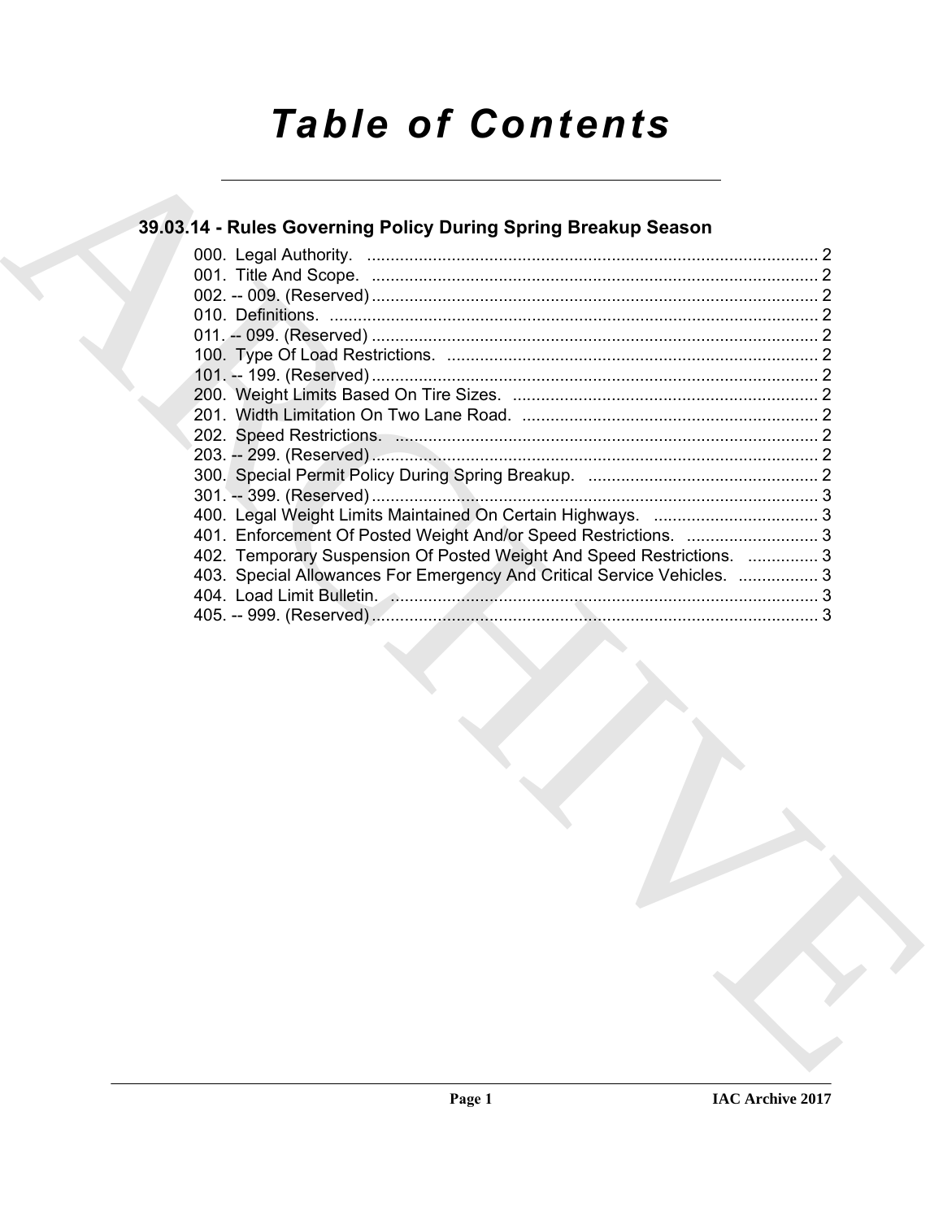# Table of Contents

## 39.03.14 - Rules Governing Policy During Spring Breakup Season

000. Legal Authority. ................................................................................................ 2
001. Title And Scope. ............................................................................................... 2
002. -- 009. (Reserved) ............................................................................................... 2
010. Definitions. ........................................................................................................ 2
011. -- 099. (Reserved) ............................................................................................... 2
100. Type Of Load Restrictions. ............................................................................... 2
101. -- 199. (Reserved) ............................................................................................... 2
200. Weight Limits Based On Tire Sizes. ................................................................. 2
201. Width Limitation On Two Lane Road. ............................................................... 2
202. Speed Restrictions. .......................................................................................... 2
203. -- 299. (Reserved) ............................................................................................... 2
300. Special Permit Policy During Spring Breakup. ................................................. 2
301. -- 399. (Reserved) ............................................................................................... 3
400. Legal Weight Limits Maintained On Certain Highways. ................................... 3
401. Enforcement Of Posted Weight And/or Speed Restrictions. ............................ 3
402. Temporary Suspension Of Posted Weight And Speed Restrictions. ............... 3
403. Special Allowances For Emergency And Critical Service Vehicles. ................. 3
404. Load Limit Bulletin. ........................................................................................... 3
405. -- 999. (Reserved) ............................................................................................... 3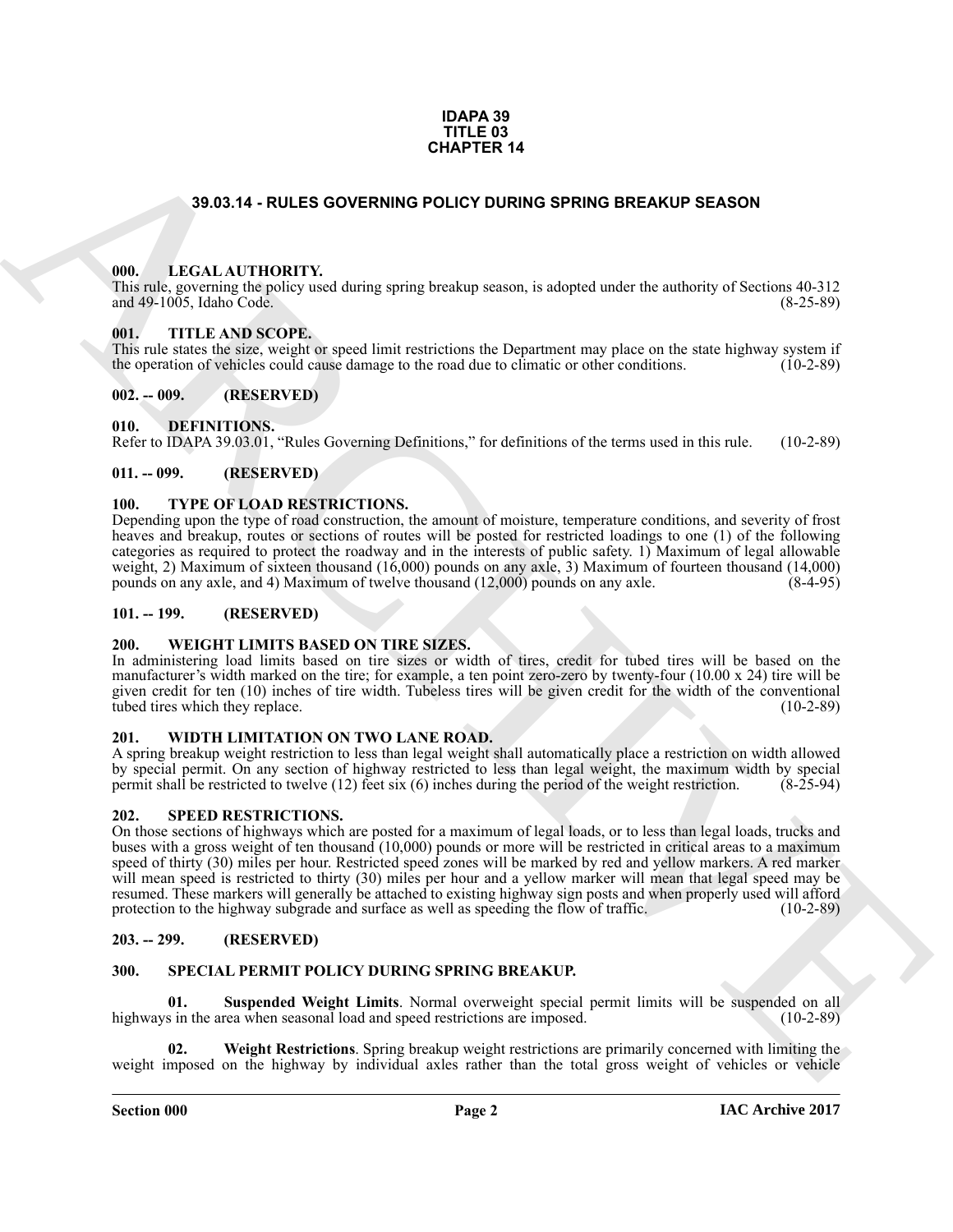**IDAPA 39**
**TITLE 03**
**CHAPTER 14**

# 39.03.14 - RULES GOVERNING POLICY DURING SPRING BREAKUP SEASON

## 000. LEGAL AUTHORITY.

This rule, governing the policy used during spring breakup season, is adopted under the authority of Sections 40-312 and 49-1005, Idaho Code. (8-25-89)

## 001. TITLE AND SCOPE.

This rule states the size, weight or speed limit restrictions the Department may place on the state highway system if the operation of vehicles could cause damage to the road due to climatic or other conditions. (10-2-89)

## 002. -- 009. (RESERVED)

## 010. DEFINITIONS.

Refer to IDAPA 39.03.01, "Rules Governing Definitions," for definitions of the terms used in this rule. (10-2-89)

## 011. -- 099. (RESERVED)

## 100. TYPE OF LOAD RESTRICTIONS.

Depending upon the type of road construction, the amount of moisture, temperature conditions, and severity of frost heaves and breakup, routes or sections of routes will be posted for restricted loadings to one (1) of the following categories as required to protect the roadway and in the interests of public safety. 1) Maximum of legal allowable weight, 2) Maximum of sixteen thousand (16,000) pounds on any axle, 3) Maximum of fourteen thousand (14,000) pounds on any axle, and 4) Maximum of twelve thousand (12,000) pounds on any axle. (8-4-95)

## 101. -- 199. (RESERVED)

## 200. WEIGHT LIMITS BASED ON TIRE SIZES.

In administering load limits based on tire sizes or width of tires, credit for tubed tires will be based on the manufacturer's width marked on the tire; for example, a ten point zero-zero by twenty-four (10.00 x 24) tire will be given credit for ten (10) inches of tire width. Tubeless tires will be given credit for the width of the conventional tubed tires which they replace. (10-2-89)

## 201. WIDTH LIMITATION ON TWO LANE ROAD.

A spring breakup weight restriction to less than legal weight shall automatically place a restriction on width allowed by special permit. On any section of highway restricted to less than legal weight, the maximum width by special permit shall be restricted to twelve (12) feet six (6) inches during the period of the weight restriction. (8-25-94)

## 202. SPEED RESTRICTIONS.

On those sections of highways which are posted for a maximum of legal loads, or to less than legal loads, trucks and buses with a gross weight of ten thousand (10,000) pounds or more will be restricted in critical areas to a maximum speed of thirty (30) miles per hour. Restricted speed zones will be marked by red and yellow markers. A red marker will mean speed is restricted to thirty (30) miles per hour and a yellow marker will mean that legal speed may be resumed. These markers will generally be attached to existing highway sign posts and when properly used will afford protection to the highway subgrade and surface as well as speeding the flow of traffic. (10-2-89)

## 203. -- 299. (RESERVED)

## 300. SPECIAL PERMIT POLICY DURING SPRING BREAKUP.

**01. Suspended Weight Limits**. Normal overweight special permit limits will be suspended on all highways in the area when seasonal load and speed restrictions are imposed. (10-2-89)

**02. Weight Restrictions**. Spring breakup weight restrictions are primarily concerned with limiting the weight imposed on the highway by individual axles rather than the total gross weight of vehicles or vehicle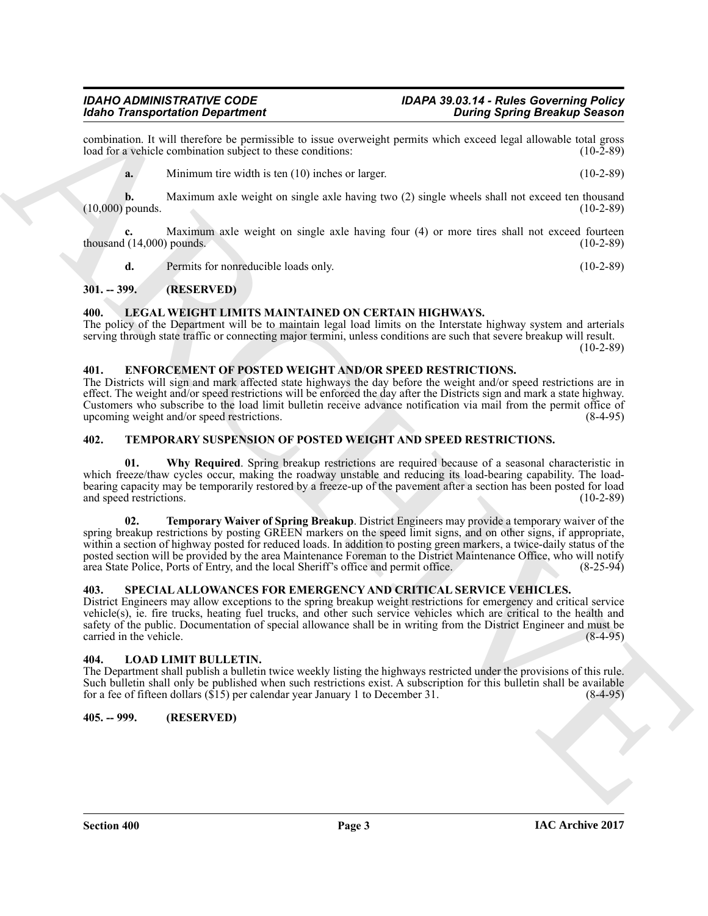combination. It will therefore be permissible to issue overweight permits which exceed legal allowable total gross load for a vehicle combination subject to these conditions: (10-2-89)

**a.** Minimum tire width is ten (10) inches or larger. (10-2-89)

**b.** Maximum axle weight on single axle having two (2) single wheels shall not exceed ten thousand (10,000) pounds. (10-2-89)

**c.** Maximum axle weight on single axle having four (4) or more tires shall not exceed fourteen thousand (14,000) pounds. (10-2-89)

**d.** Permits for nonreducible loads only. (10-2-89)

## 301. -- 399. (RESERVED)

## 400. LEGAL WEIGHT LIMITS MAINTAINED ON CERTAIN HIGHWAYS.

The policy of the Department will be to maintain legal load limits on the Interstate highway system and arterials serving through state traffic or connecting major termini, unless conditions are such that severe breakup will result. (10-2-89)

## 401. ENFORCEMENT OF POSTED WEIGHT AND/OR SPEED RESTRICTIONS.

The Districts will sign and mark affected state highways the day before the weight and/or speed restrictions are in effect. The weight and/or speed restrictions will be enforced the day after the Districts sign and mark a state highway. Customers who subscribe to the load limit bulletin receive advance notification via mail from the permit office of upcoming weight and/or speed restrictions. (8-4-95)

## 402. TEMPORARY SUSPENSION OF POSTED WEIGHT AND SPEED RESTRICTIONS.

**01. Why Required**. Spring breakup restrictions are required because of a seasonal characteristic in which freeze/thaw cycles occur, making the roadway unstable and reducing its load-bearing capability. The load-bearing capacity may be temporarily restored by a freeze-up of the pavement after a section has been posted for load and speed restrictions. (10-2-89)

**02. Temporary Waiver of Spring Breakup**. District Engineers may provide a temporary waiver of the spring breakup restrictions by posting GREEN markers on the speed limit signs, and on other signs, if appropriate, within a section of highway posted for reduced loads. In addition to posting green markers, a twice-daily status of the posted section will be provided by the area Maintenance Foreman to the District Maintenance Office, who will notify area State Police, Ports of Entry, and the local Sheriff's office and permit office. (8-25-94)

## 403. SPECIAL ALLOWANCES FOR EMERGENCY AND CRITICAL SERVICE VEHICLES.

District Engineers may allow exceptions to the spring breakup weight restrictions for emergency and critical service vehicle(s), ie. fire trucks, heating fuel trucks, and other such service vehicles which are critical to the health and safety of the public. Documentation of special allowance shall be in writing from the District Engineer and must be carried in the vehicle. (8-4-95)

## 404. LOAD LIMIT BULLETIN.

The Department shall publish a bulletin twice weekly listing the highways restricted under the provisions of this rule. Such bulletin shall only be published when such restrictions exist. A subscription for this bulletin shall be available for a fee of fifteen dollars ($15) per calendar year January 1 to December 31. (8-4-95)

## 405. -- 999. (RESERVED)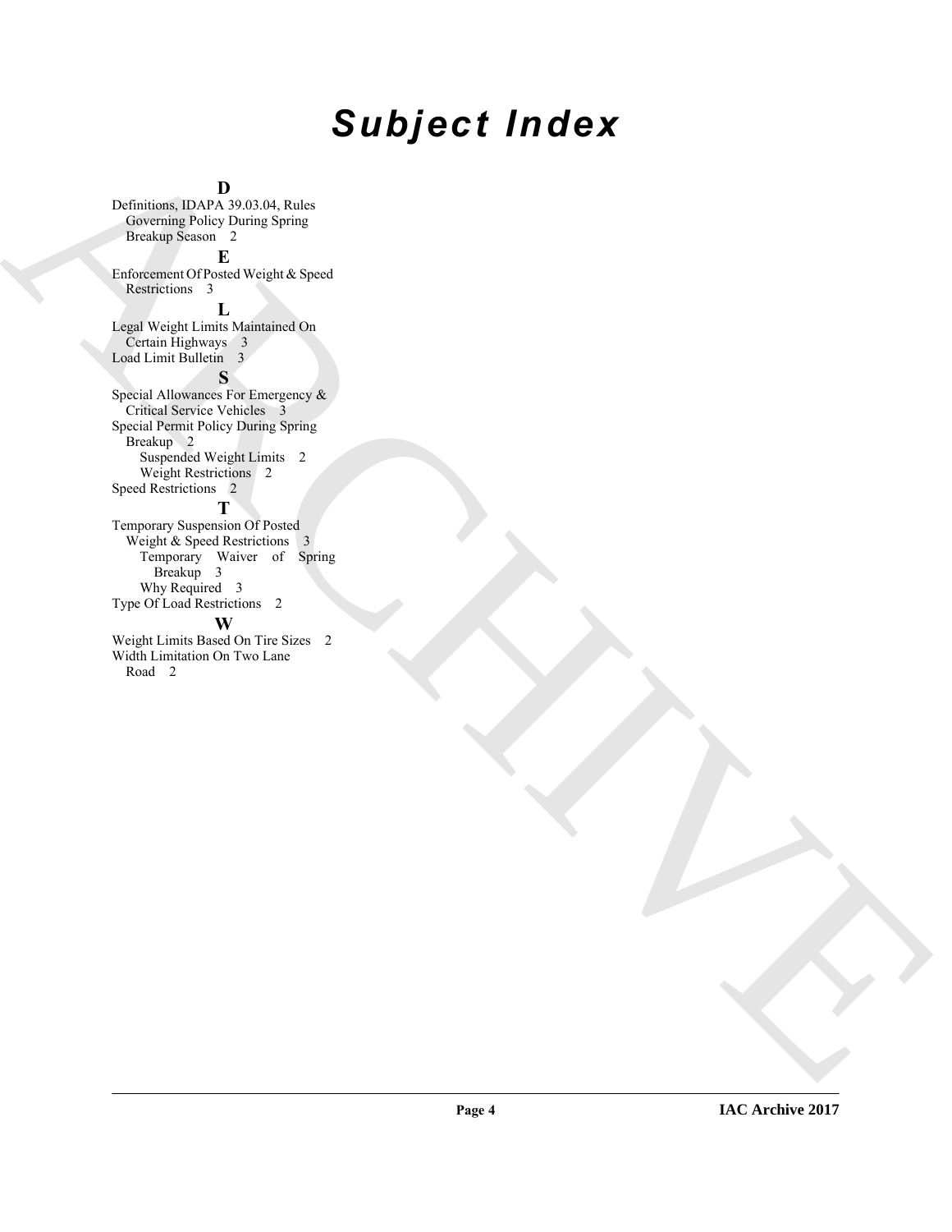# *Subject Index*

**D**

Definitions, IDAPA 39.03.04, Rules Governing Policy During Spring Breakup Season 2

**E**

Enforcement Of Posted Weight & Speed Restrictions 3

**L**

Legal Weight Limits Maintained On Certain Highways 3
Load Limit Bulletin 3

**S**

Special Allowances For Emergency & Critical Service Vehicles 3
Special Permit Policy During Spring Breakup 2
- Suspended Weight Limits 2
- Weight Restrictions 2

Speed Restrictions 2

**T**

Temporary Suspension Of Posted Weight & Speed Restrictions 3
- Temporary Waiver of Spring Breakup 3
- Why Required 3

Type Of Load Restrictions 2

**W**

Weight Limits Based On Tire Sizes 2
Width Limitation On Two Lane Road 2